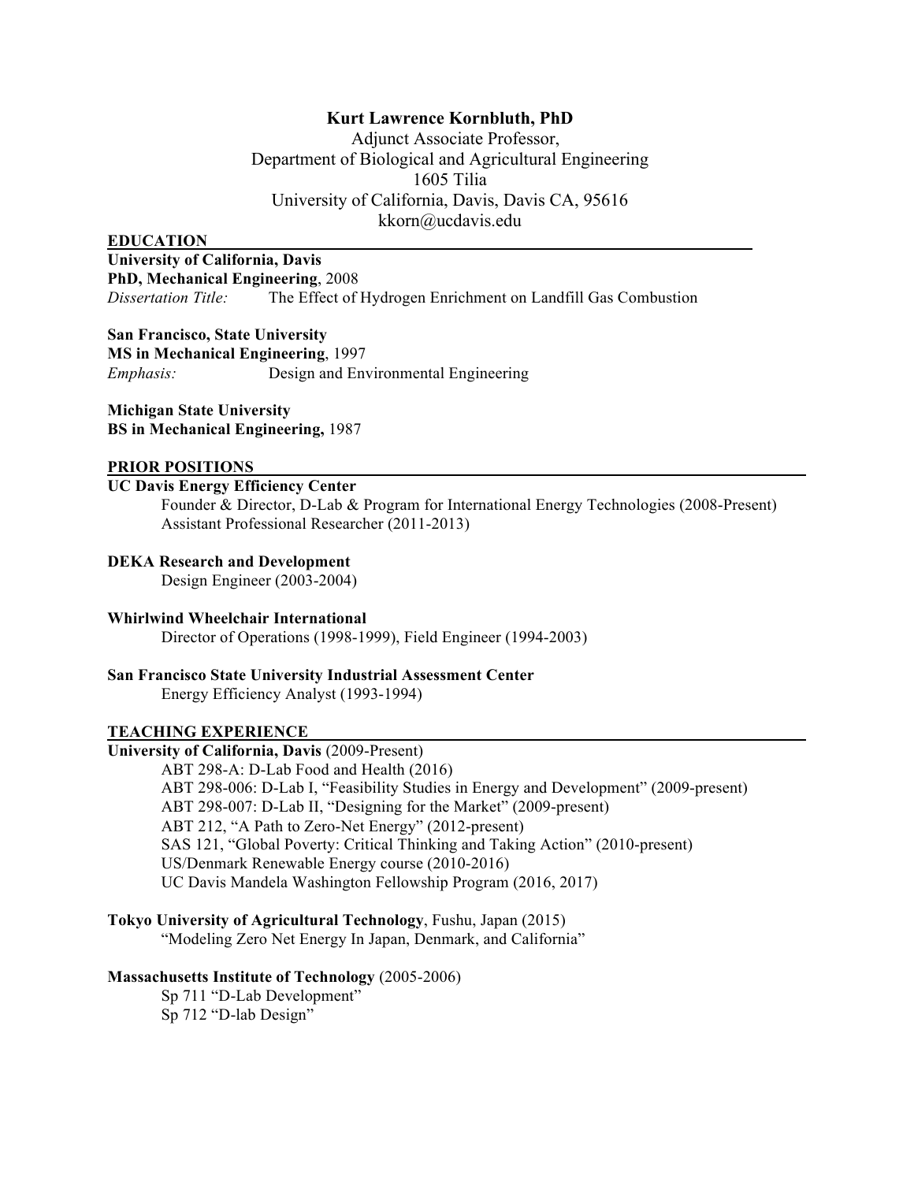# Kurt Lawrence Kornbluth, PhD

Adjunct Associate Professor,
Department of Biological and Agricultural Engineering
1605 Tilia
University of California, Davis, Davis CA, 95616
kkorn@ucdavis.edu

## EDUCATION

**University of California, Davis**
**PhD, Mechanical Engineering**, 2008
*Dissertation Title:* The Effect of Hydrogen Enrichment on Landfill Gas Combustion

**San Francisco, State University**
**MS in Mechanical Engineering**, 1997
*Emphasis:* Design and Environmental Engineering

**Michigan State University**
**BS in Mechanical Engineering,** 1987

## PRIOR POSITIONS

**UC Davis Energy Efficiency Center**
Founder & Director, D-Lab & Program for International Energy Technologies (2008-Present)
Assistant Professional Researcher (2011-2013)

**DEKA Research and Development**
Design Engineer (2003-2004)

**Whirlwind Wheelchair International**
Director of Operations (1998-1999), Field Engineer (1994-2003)

**San Francisco State University Industrial Assessment Center**
Energy Efficiency Analyst (1993-1994)

## TEACHING EXPERIENCE

**University of California, Davis** (2009-Present)
ABT 298-A: D-Lab Food and Health (2016)
ABT 298-006: D-Lab I, "Feasibility Studies in Energy and Development" (2009-present)
ABT 298-007: D-Lab II, "Designing for the Market" (2009-present)
ABT 212, "A Path to Zero-Net Energy" (2012-present)
SAS 121, "Global Poverty: Critical Thinking and Taking Action" (2010-present)
US/Denmark Renewable Energy course (2010-2016)
UC Davis Mandela Washington Fellowship Program (2016, 2017)

**Tokyo University of Agricultural Technology**, Fushu, Japan (2015)
"Modeling Zero Net Energy In Japan, Denmark, and California"

**Massachusetts Institute of Technology** (2005-2006)
Sp 711 "D-Lab Development"
Sp 712 "D-lab Design"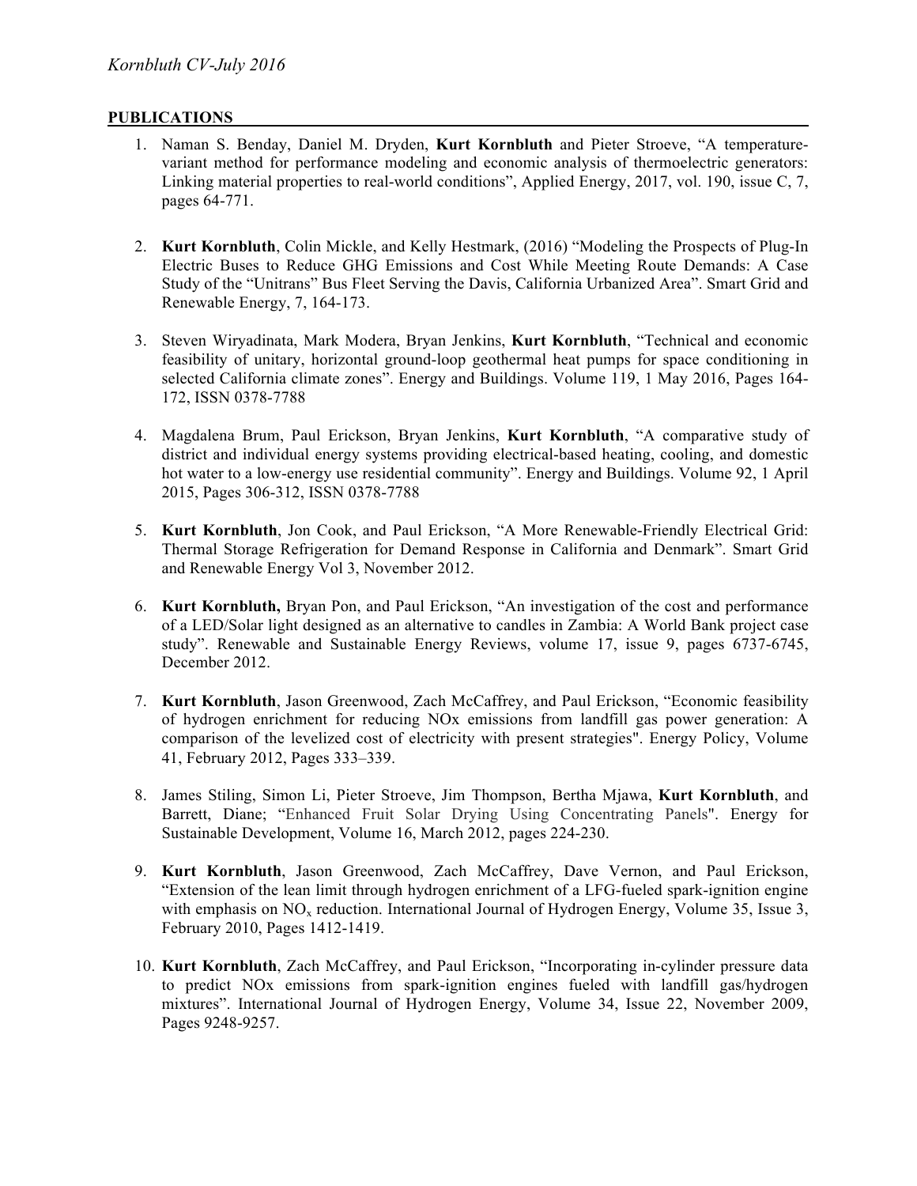## PUBLICATIONS

1. Naman S. Benday, Daniel M. Dryden, **Kurt Kornbluth** and Pieter Stroeve, "A temperature-variant method for performance modeling and economic analysis of thermoelectric generators: Linking material properties to real-world conditions", Applied Energy, 2017, vol. 190, issue C, 7, pages 64-771.

2. **Kurt Kornbluth**, Colin Mickle, and Kelly Hestmark, (2016) "Modeling the Prospects of Plug-In Electric Buses to Reduce GHG Emissions and Cost While Meeting Route Demands: A Case Study of the "Unitrans" Bus Fleet Serving the Davis, California Urbanized Area". Smart Grid and Renewable Energy, 7, 164-173.

3. Steven Wiryadinata, Mark Modera, Bryan Jenkins, **Kurt Kornbluth**, "Technical and economic feasibility of unitary, horizontal ground-loop geothermal heat pumps for space conditioning in selected California climate zones". Energy and Buildings. Volume 119, 1 May 2016, Pages 164-172, ISSN 0378-7788

4. Magdalena Brum, Paul Erickson, Bryan Jenkins, **Kurt Kornbluth**, "A comparative study of district and individual energy systems providing electrical-based heating, cooling, and domestic hot water to a low-energy use residential community". Energy and Buildings. Volume 92, 1 April 2015, Pages 306-312, ISSN 0378-7788

5. **Kurt Kornbluth**, Jon Cook, and Paul Erickson, "A More Renewable-Friendly Electrical Grid: Thermal Storage Refrigeration for Demand Response in California and Denmark". Smart Grid and Renewable Energy Vol 3, November 2012.

6. **Kurt Kornbluth,** Bryan Pon, and Paul Erickson, "An investigation of the cost and performance of a LED/Solar light designed as an alternative to candles in Zambia: A World Bank project case study". Renewable and Sustainable Energy Reviews, volume 17, issue 9, pages 6737-6745, December 2012.

7. **Kurt Kornbluth**, Jason Greenwood, Zach McCaffrey, and Paul Erickson, "Economic feasibility of hydrogen enrichment for reducing NOx emissions from landfill gas power generation: A comparison of the levelized cost of electricity with present strategies". Energy Policy, Volume 41, February 2012, Pages 333–339.

8. James Stiling, Simon Li, Pieter Stroeve, Jim Thompson, Bertha Mjawa, **Kurt Kornbluth**, and Barrett, Diane; "Enhanced Fruit Solar Drying Using Concentrating Panels". Energy for Sustainable Development, Volume 16, March 2012, pages 224-230.

9. **Kurt Kornbluth**, Jason Greenwood, Zach McCaffrey, Dave Vernon, and Paul Erickson, "Extension of the lean limit through hydrogen enrichment of a LFG-fueled spark-ignition engine with emphasis on $NO_x$ reduction. International Journal of Hydrogen Energy, Volume 35, Issue 3, February 2010, Pages 1412-1419.

10. **Kurt Kornbluth**, Zach McCaffrey, and Paul Erickson, "Incorporating in-cylinder pressure data to predict NOx emissions from spark-ignition engines fueled with landfill gas/hydrogen mixtures". International Journal of Hydrogen Energy, Volume 34, Issue 22, November 2009, Pages 9248-9257.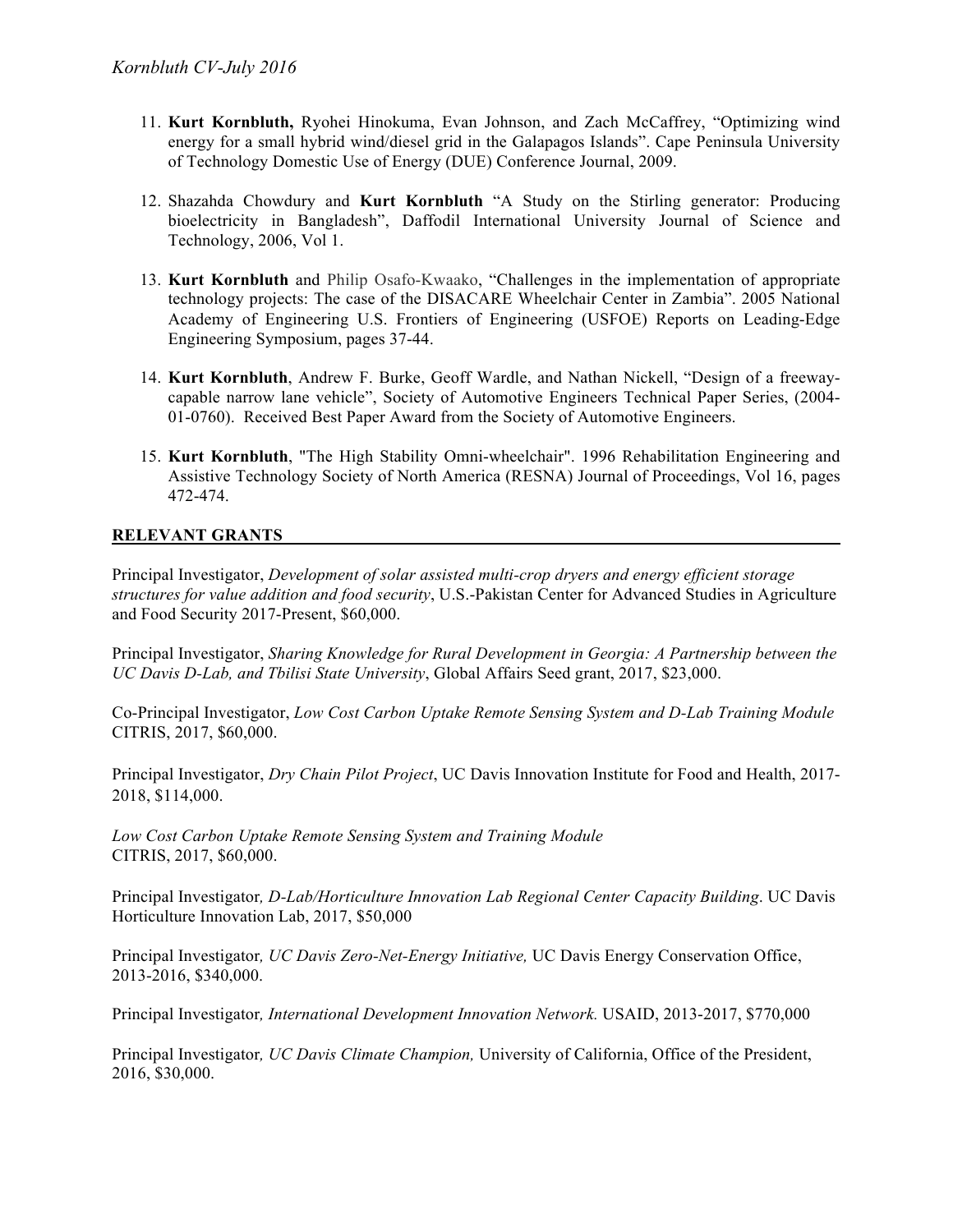11. **Kurt Kornbluth,** Ryohei Hinokuma, Evan Johnson, and Zach McCaffrey, "Optimizing wind energy for a small hybrid wind/diesel grid in the Galapagos Islands". Cape Peninsula University of Technology Domestic Use of Energy (DUE) Conference Journal, 2009.

12. Shazahda Chowdury and **Kurt Kornbluth** "A Study on the Stirling generator: Producing bioelectricity in Bangladesh", Daffodil International University Journal of Science and Technology, 2006, Vol 1.

13. **Kurt Kornbluth** and Philip Osafo-Kwaako, "Challenges in the implementation of appropriate technology projects: The case of the DISACARE Wheelchair Center in Zambia". 2005 National Academy of Engineering U.S. Frontiers of Engineering (USFOE) Reports on Leading-Edge Engineering Symposium, pages 37-44.

14. **Kurt Kornbluth**, Andrew F. Burke, Geoff Wardle, and Nathan Nickell, "Design of a freeway-capable narrow lane vehicle", Society of Automotive Engineers Technical Paper Series, (2004-01-0760). Received Best Paper Award from the Society of Automotive Engineers.

15. **Kurt Kornbluth**, "The High Stability Omni-wheelchair". 1996 Rehabilitation Engineering and Assistive Technology Society of North America (RESNA) Journal of Proceedings, Vol 16, pages 472-474.

## RELEVANT GRANTS

Principal Investigator, *Development of solar assisted multi-crop dryers and energy efficient storage structures for value addition and food security*, U.S.-Pakistan Center for Advanced Studies in Agriculture and Food Security 2017-Present, $60,000.

Principal Investigator, *Sharing Knowledge for Rural Development in Georgia: A Partnership between the UC Davis D-Lab, and Tbilisi State University*, Global Affairs Seed grant, 2017, $23,000.

Co-Principal Investigator, *Low Cost Carbon Uptake Remote Sensing System and D-Lab Training Module* CITRIS, 2017, $60,000.

Principal Investigator, *Dry Chain Pilot Project*, UC Davis Innovation Institute for Food and Health, 2017-2018, $114,000.

*Low Cost Carbon Uptake Remote Sensing System and Training Module*
CITRIS, 2017, $60,000.

Principal Investigator*, D-Lab/Horticulture Innovation Lab Regional Center Capacity Building*. UC Davis Horticulture Innovation Lab, 2017, $50,000

Principal Investigator*, UC Davis Zero-Net-Energy Initiative,* UC Davis Energy Conservation Office, 2013-2016, $340,000.

Principal Investigator*, International Development Innovation Network.* USAID, 2013-2017, $770,000

Principal Investigator*, UC Davis Climate Champion,* University of California, Office of the President, 2016, $30,000.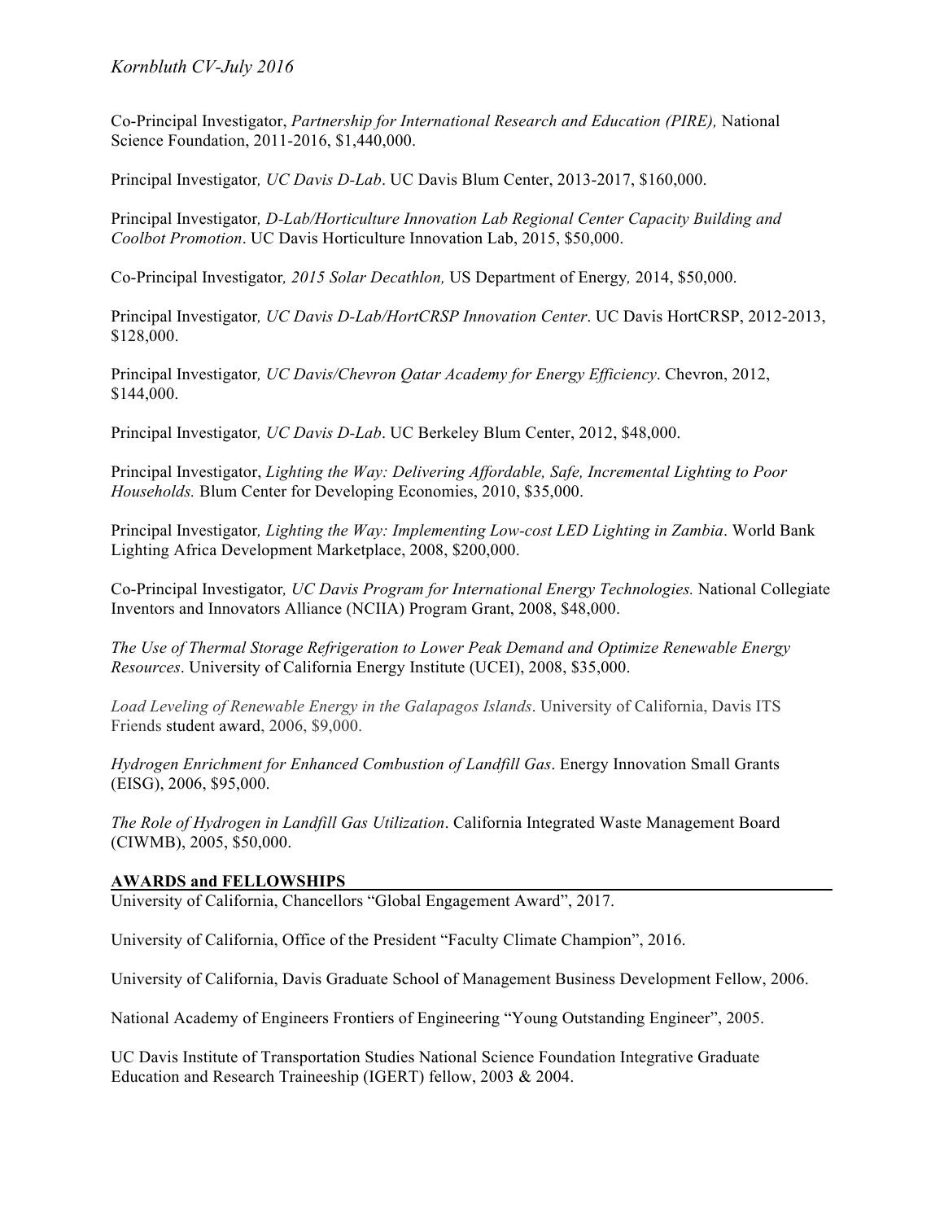Co-Principal Investigator, *Partnership for International Research and Education (PIRE),* National Science Foundation, 2011-2016, $1,440,000.

Principal Investigator*, UC Davis D-Lab*. UC Davis Blum Center, 2013-2017, $160,000.

Principal Investigator*, D-Lab/Horticulture Innovation Lab Regional Center Capacity Building and Coolbot Promotion*. UC Davis Horticulture Innovation Lab, 2015, $50,000.

Co-Principal Investigator*, 2015 Solar Decathlon,* US Department of Energy*,* 2014, $50,000.

Principal Investigator*, UC Davis D-Lab/HortCRSP Innovation Center*. UC Davis HortCRSP, 2012-2013, $128,000.

Principal Investigator*, UC Davis/Chevron Qatar Academy for Energy Efficiency*. Chevron, 2012, $144,000.

Principal Investigator*, UC Davis D-Lab*. UC Berkeley Blum Center, 2012, $48,000.

Principal Investigator, *Lighting the Way: Delivering Affordable, Safe, Incremental Lighting to Poor Households.* Blum Center for Developing Economies, 2010, $35,000.

Principal Investigator*, Lighting the Way: Implementing Low-cost LED Lighting in Zambia*. World Bank Lighting Africa Development Marketplace, 2008, $200,000.

Co-Principal Investigator*, UC Davis Program for International Energy Technologies.* National Collegiate Inventors and Innovators Alliance (NCIIA) Program Grant, 2008, $48,000.

*The Use of Thermal Storage Refrigeration to Lower Peak Demand and Optimize Renewable Energy Resources*. University of California Energy Institute (UCEI), 2008, $35,000.

*Load Leveling of Renewable Energy in the Galapagos Islands*. University of California, Davis ITS Friends student award, 2006, $9,000.

*Hydrogen Enrichment for Enhanced Combustion of Landfill Gas*. Energy Innovation Small Grants (EISG), 2006, $95,000.

*The Role of Hydrogen in Landfill Gas Utilization*. California Integrated Waste Management Board (CIWMB), 2005, $50,000.

## AWARDS and FELLOWSHIPS

University of California, Chancellors "Global Engagement Award", 2017.

University of California, Office of the President "Faculty Climate Champion", 2016.

University of California, Davis Graduate School of Management Business Development Fellow, 2006.

National Academy of Engineers Frontiers of Engineering "Young Outstanding Engineer", 2005.

UC Davis Institute of Transportation Studies National Science Foundation Integrative Graduate Education and Research Traineeship (IGERT) fellow, 2003 & 2004.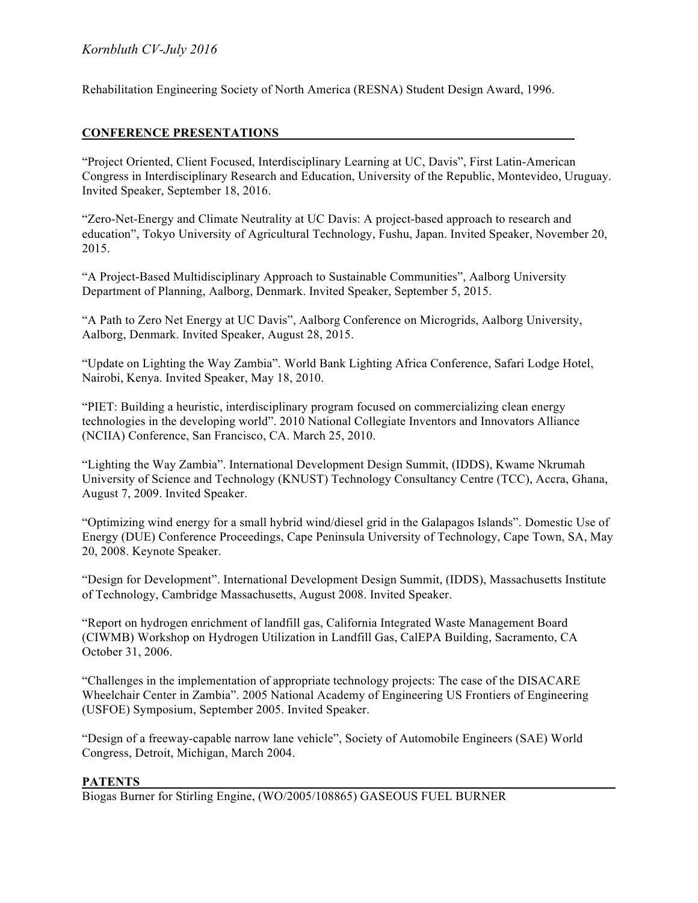Rehabilitation Engineering Society of North America (RESNA) Student Design Award, 1996.

## CONFERENCE PRESENTATIONS

"Project Oriented, Client Focused, Interdisciplinary Learning at UC, Davis", First Latin-American Congress in Interdisciplinary Research and Education, University of the Republic, Montevideo, Uruguay. Invited Speaker, September 18, 2016.

"Zero-Net-Energy and Climate Neutrality at UC Davis: A project-based approach to research and education", Tokyo University of Agricultural Technology, Fushu, Japan. Invited Speaker, November 20, 2015.

"A Project-Based Multidisciplinary Approach to Sustainable Communities", Aalborg University Department of Planning, Aalborg, Denmark. Invited Speaker, September 5, 2015.

"A Path to Zero Net Energy at UC Davis", Aalborg Conference on Microgrids, Aalborg University, Aalborg, Denmark. Invited Speaker, August 28, 2015.

"Update on Lighting the Way Zambia". World Bank Lighting Africa Conference, Safari Lodge Hotel, Nairobi, Kenya. Invited Speaker, May 18, 2010.

"PIET: Building a heuristic, interdisciplinary program focused on commercializing clean energy technologies in the developing world". 2010 National Collegiate Inventors and Innovators Alliance (NCIIA) Conference, San Francisco, CA. March 25, 2010.

"Lighting the Way Zambia". International Development Design Summit, (IDDS), Kwame Nkrumah University of Science and Technology (KNUST) Technology Consultancy Centre (TCC), Accra, Ghana, August 7, 2009. Invited Speaker.

"Optimizing wind energy for a small hybrid wind/diesel grid in the Galapagos Islands". Domestic Use of Energy (DUE) Conference Proceedings, Cape Peninsula University of Technology, Cape Town, SA, May 20, 2008. Keynote Speaker.

"Design for Development". International Development Design Summit, (IDDS), Massachusetts Institute of Technology, Cambridge Massachusetts, August 2008. Invited Speaker.

"Report on hydrogen enrichment of landfill gas, California Integrated Waste Management Board (CIWMB) Workshop on Hydrogen Utilization in Landfill Gas, CalEPA Building, Sacramento, CA October 31, 2006.

"Challenges in the implementation of appropriate technology projects: The case of the DISACARE Wheelchair Center in Zambia". 2005 National Academy of Engineering US Frontiers of Engineering (USFOE) Symposium, September 2005. Invited Speaker.

"Design of a freeway-capable narrow lane vehicle", Society of Automobile Engineers (SAE) World Congress, Detroit, Michigan, March 2004.

## PATENTS

Biogas Burner for Stirling Engine, (WO/2005/108865) GASEOUS FUEL BURNER